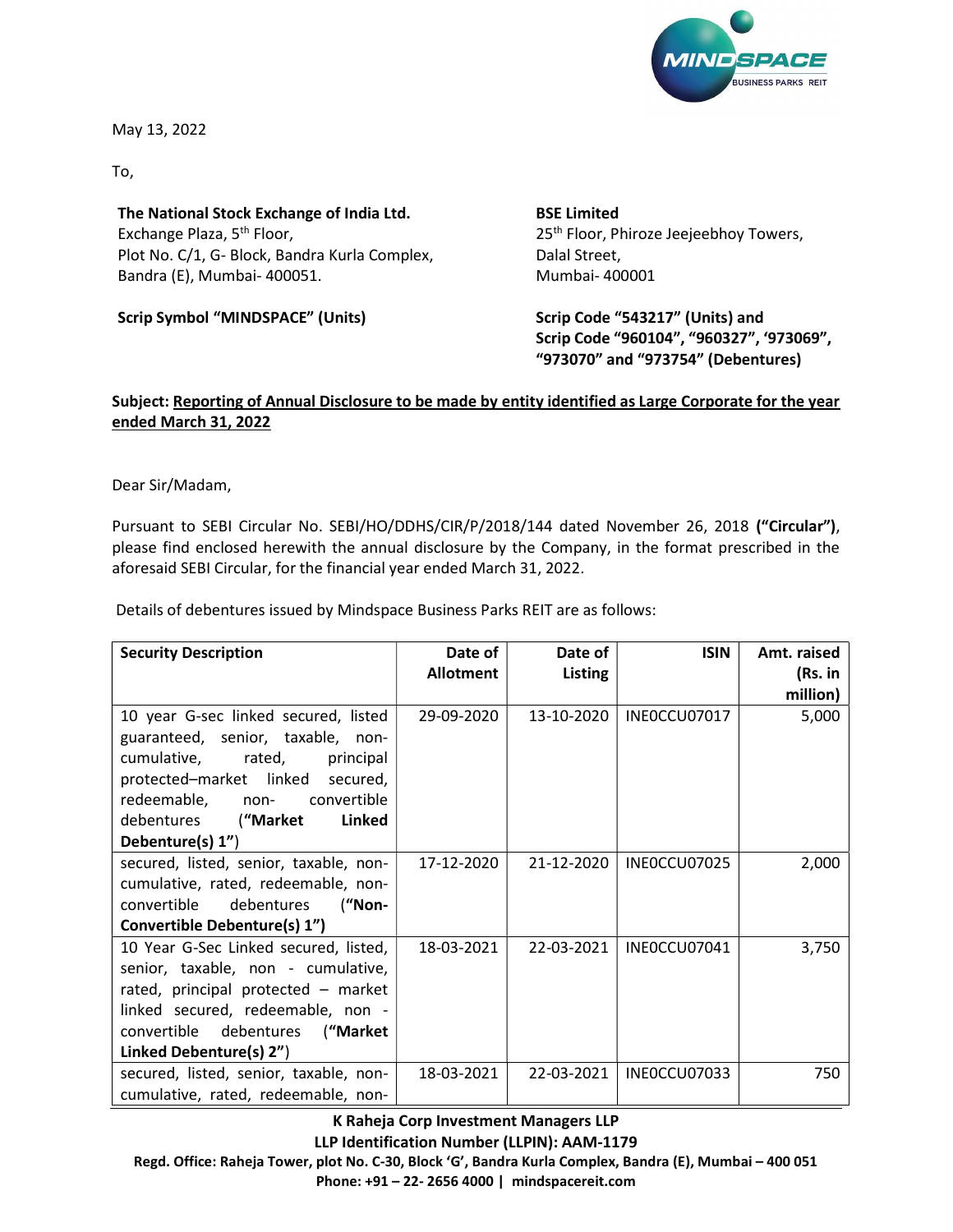May 13, 2022

To,

| **The National Stock Exchange of India Ltd.**<br>Exchange Plaza, 5th Floor,<br>Plot No. C/1, G- Block, Bandra Kurla Complex,<br>Bandra (E), Mumbai- 400051. | **BSE Limited**<br>25th Floor, Phiroze Jeejeebhoy Towers,<br>Dalal Street,<br>Mumbai- 400001 |
|---|---|
| **Scrip Symbol "MINDSPACE" (Units)** | **Scrip Code "543217" (Units) and Scrip Code "960104", "960327", '973069", "973070" and "973754" (Debentures)** |

**Subject: Reporting of Annual Disclosure to be made by entity identified as Large Corporate for the year ended March 31, 2022**

Dear Sir/Madam,

Pursuant to SEBI Circular No. SEBI/HO/DDHS/CIR/P/2018/144 dated November 26, 2018 **("Circular")**, please find enclosed herewith the annual disclosure by the Company, in the format prescribed in the aforesaid SEBI Circular, for the financial year ended March 31, 2022.

Details of debentures issued by Mindspace Business Parks REIT are as follows:

| Security Description | Date of Allotment | Date of Listing | ISIN | Amt. raised (Rs. in million) |
|---|---|---|---|---|
| 10 year G-sec linked secured, listed guaranteed, senior, taxable, non-cumulative, rated, principal protected–market linked secured, redeemable, non- convertible debentures (**"Market Linked Debenture(s) 1"**) | 29-09-2020 | 13-10-2020 | INE0CCU07017 | 5,000 |
| secured, listed, senior, taxable, non-cumulative, rated, redeemable, non-convertible debentures (**"Non-Convertible Debenture(s) 1")** | 17-12-2020 | 21-12-2020 | INE0CCU07025 | 2,000 |
| 10 Year G-Sec Linked secured, listed, senior, taxable, non - cumulative, rated, principal protected – market linked secured, redeemable, non - convertible debentures (**"Market Linked Debenture(s) 2"**) | 18-03-2021 | 22-03-2021 | INE0CCU07041 | 3,750 |
| secured, listed, senior, taxable, non-cumulative, rated, redeemable, non- | 18-03-2021 | 22-03-2021 | INE0CCU07033 | 750 |

**K Raheja Corp Investment Managers LLP**
**LLP Identification Number (LLPIN): AAM-1179**
**Regd. Office: Raheja Tower, plot No. C-30, Block 'G', Bandra Kurla Complex, Bandra (E), Mumbai – 400 051**
**Phone: +91 – 22- 2656 4000 | mindspacereit.com**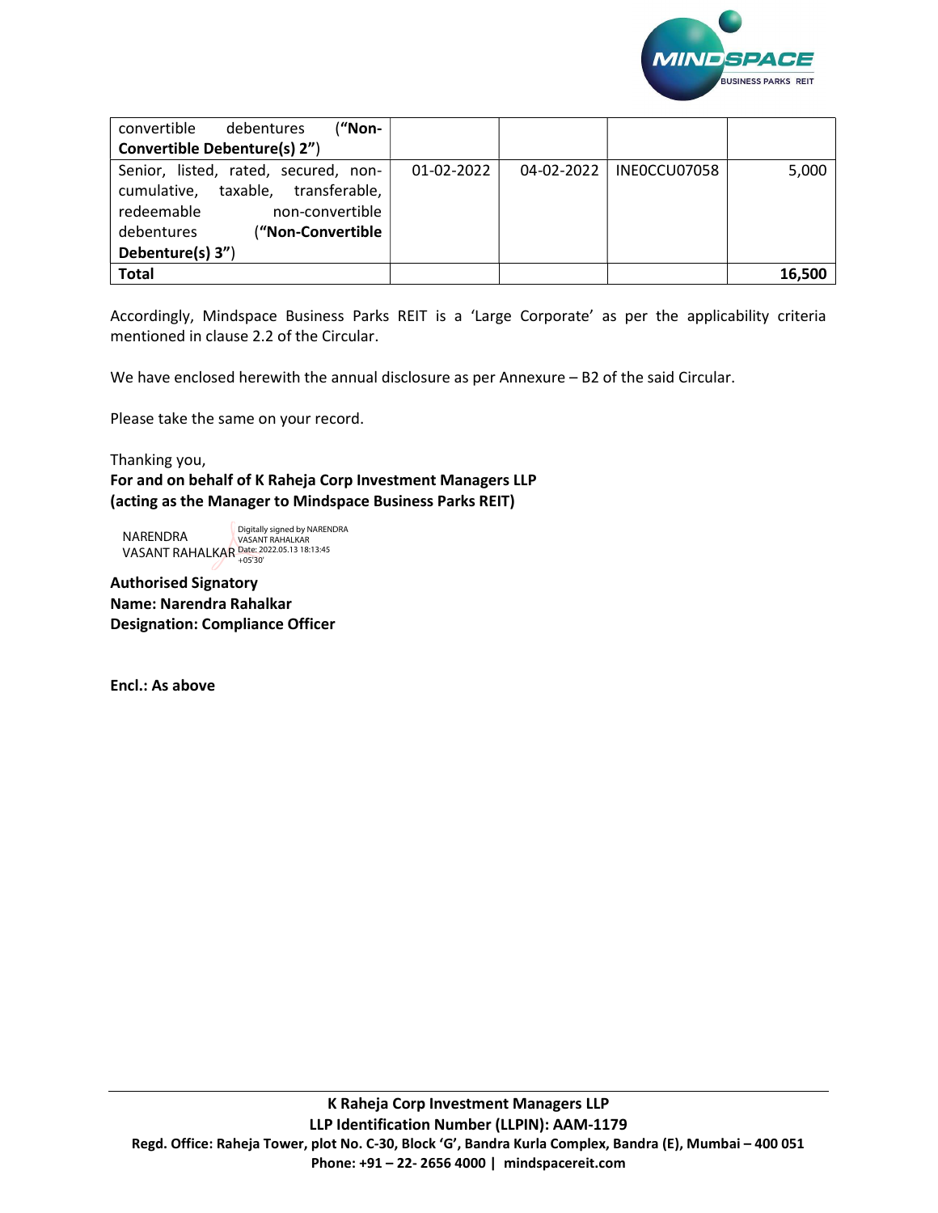| | | | | |
|---|---|---|---|---|
| convertible debentures (**"Non-Convertible Debenture(s) 2"**) | | | | |
| Senior, listed, rated, secured, non-cumulative, taxable, transferable, redeemable non-convertible debentures (**"Non-Convertible Debenture(s) 3"**) | 01-02-2022 | 04-02-2022 | INE0CCU07058 | 5,000 |
| **Total** | | | | **16,500** |

Accordingly, Mindspace Business Parks REIT is a 'Large Corporate' as per the applicability criteria mentioned in clause 2.2 of the Circular.

We have enclosed herewith the annual disclosure as per Annexure – B2 of the said Circular.

Please take the same on your record.

Thanking you,
**For and on behalf of K Raheja Corp Investment Managers LLP**
**(acting as the Manager to Mindspace Business Parks REIT)**

NARENDRA VASANT RAHALKAR
Digitally signed by NARENDRA VASANT RAHALKAR
Date: 2022.05.13 18:13:45 +05'30'

**Authorised Signatory**
**Name: Narendra Rahalkar**
**Designation: Compliance Officer**

**Encl.: As above**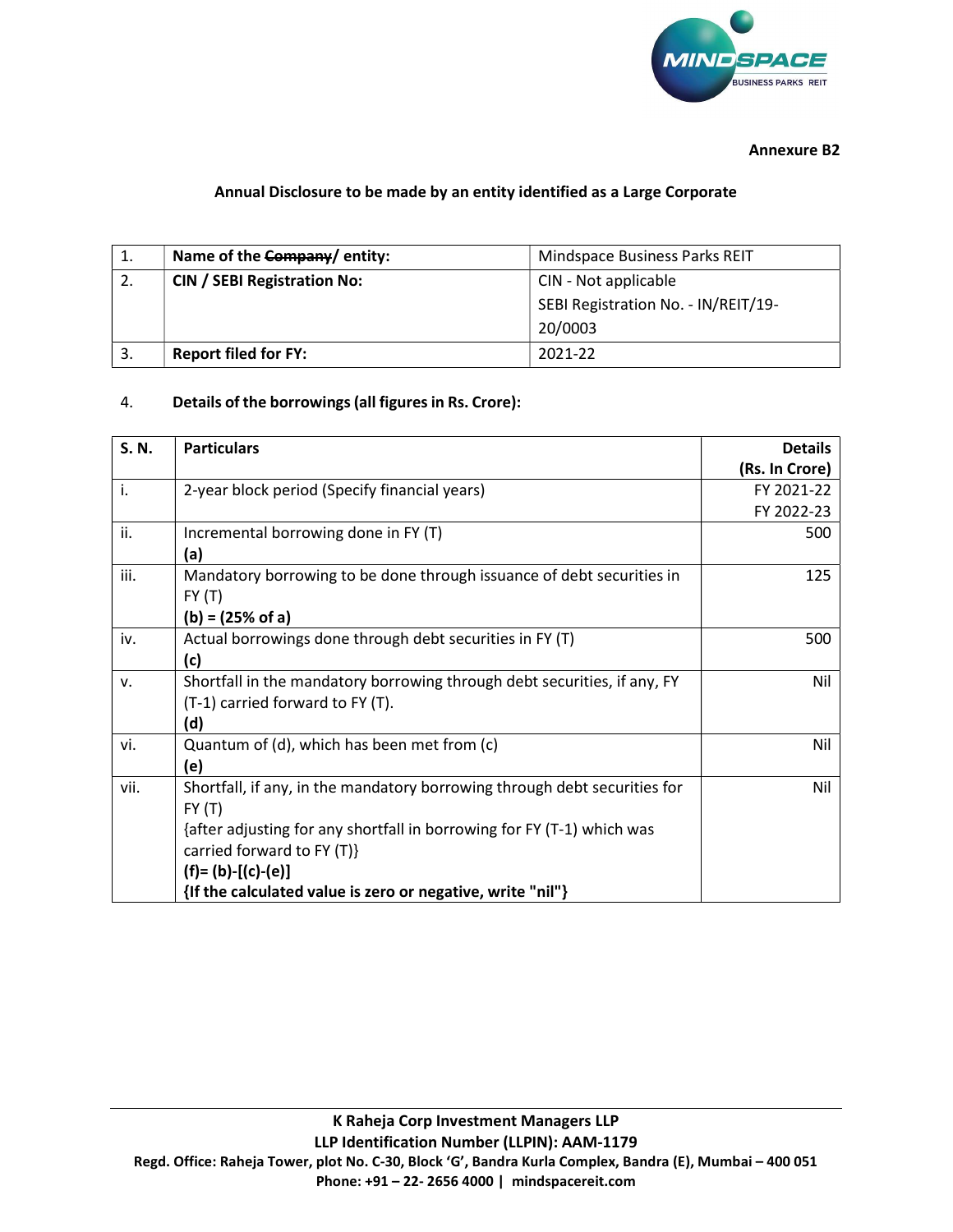**Annexure B2**

**Annual Disclosure to be made by an entity identified as a Large Corporate**

| | | |
|---|---|---|
| 1. | **Name of the ~~Company~~/ entity:** | Mindspace Business Parks REIT |
| 2. | **CIN / SEBI Registration No:** | CIN - Not applicable<br>SEBI Registration No. - IN/REIT/19-20/0003 |
| 3. | **Report filed for FY:** | 2021-22 |

4. **Details of the borrowings (all figures in Rs. Crore):**

| S. N. | Particulars | Details (Rs. In Crore) |
|---|---|---|
| i. | 2-year block period (Specify financial years) | FY 2021-22<br>FY 2022-23 |
| ii. | Incremental borrowing done in FY (T)<br>**(a)** | 500 |
| iii. | Mandatory borrowing to be done through issuance of debt securities in FY (T)<br>**(b) = (25% of a)** | 125 |
| iv. | Actual borrowings done through debt securities in FY (T)<br>**(c)** | 500 |
| v. | Shortfall in the mandatory borrowing through debt securities, if any, FY (T-1) carried forward to FY (T).<br>**(d)** | Nil |
| vi. | Quantum of (d), which has been met from (c)<br>**(e)** | Nil |
| vii. | Shortfall, if any, in the mandatory borrowing through debt securities for FY (T)<br>{after adjusting for any shortfall in borrowing for FY (T-1) which was carried forward to FY (T)}<br>**(f)= (b)-[(c)-(e)]**<br>**{If the calculated value is zero or negative, write "nil"}** | Nil |

**K Raheja Corp Investment Managers LLP**
**LLP Identification Number (LLPIN): AAM-1179**
**Regd. Office: Raheja Tower, plot No. C-30, Block 'G', Bandra Kurla Complex, Bandra (E), Mumbai – 400 051**
**Phone: +91 – 22- 2656 4000 | mindspacereit.com**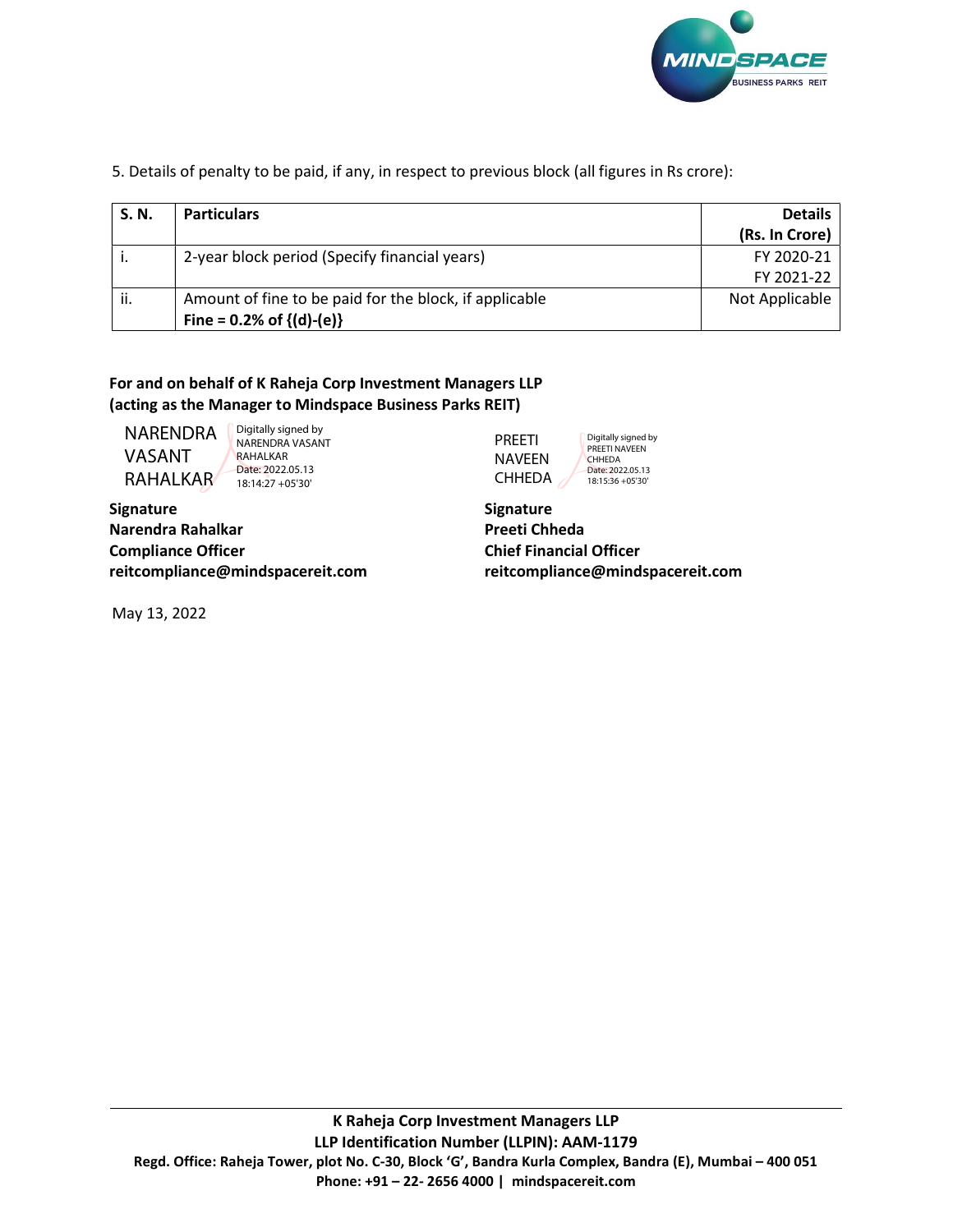5. Details of penalty to be paid, if any, in respect to previous block (all figures in Rs crore):

| S. N. | Particulars | Details (Rs. In Crore) |
|---|---|---|
| i. | 2-year block period (Specify financial years) | FY 2020-21<br>FY 2021-22 |
| ii. | Amount of fine to be paid for the block, if applicable<br>**Fine = 0.2% of {(d)-(e)}** | Not Applicable |

**For and on behalf of K Raheja Corp Investment Managers LLP**
**(acting as the Manager to Mindspace Business Parks REIT)**

NARENDRA VASANT RAHALKAR — Digitally signed by NARENDRA VASANT RAHALKAR Date: 2022.05.13 18:14:27 +05'30'

**Signature**
**Narendra Rahalkar**
**Compliance Officer**
**reitcompliance@mindspacereit.com**

PREETI NAVEEN CHHEDA — Digitally signed by PREETI NAVEEN CHHEDA Date: 2022.05.13 18:15:36 +05'30'

**Signature**
**Preeti Chheda**
**Chief Financial Officer**
**reitcompliance@mindspacereit.com**

May 13, 2022